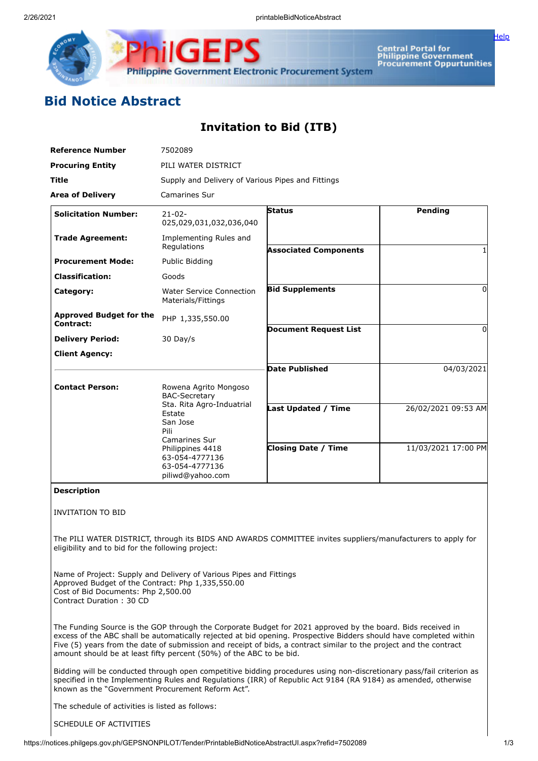# Bid Notice Abstract

## Invitation to Bid (ITB)

| | |
|---|---|
| **Reference Number** | 7502089 |
| **Procuring Entity** | PILI WATER DISTRICT |
| **Title** | Supply and Delivery of Various Pipes and Fittings |
| **Area of Delivery** | Camarines Sur |

| | | | |
|---|---|---|---|
| **Solicitation Number:** | 21-02-025,029,031,032,036,040 | **Status** | **Pending** |
| **Trade Agreement:** | Implementing Rules and Regulations | **Associated Components** | 1 |
| **Procurement Mode:** | Public Bidding | **Bid Supplements** | 0 |
| **Classification:** | Goods | **Document Request List** | 0 |
| **Category:** | Water Service Connection Materials/Fittings | **Date Published** | 04/03/2021 |
| **Approved Budget for the Contract:** | PHP 1,335,550.00 | **Last Updated / Time** | 26/02/2021 09:53 AM |
| **Delivery Period:** | 30 Day/s | **Closing Date / Time** | 11/03/2021 17:00 PM |
| **Client Agency:** | | | |
| **Contact Person:** | Rowena Agrito Mongoso<br>BAC-Secretary<br>Sta. Rita Agro-Induatrial Estate<br>San Jose<br>Pili<br>Camarines Sur<br>Philippines 4418<br>63-054-4777136<br>63-054-4777136<br>piliwd@yahoo.com | | |

**Description**

INVITATION TO BID

The PILI WATER DISTRICT, through its BIDS AND AWARDS COMMITTEE invites suppliers/manufacturers to apply for eligibility and to bid for the following project:

Name of Project: Supply and Delivery of Various Pipes and Fittings
Approved Budget of the Contract: Php 1,335,550.00
Cost of Bid Documents: Php 2,500.00
Contract Duration : 30 CD

The Funding Source is the GOP through the Corporate Budget for 2021 approved by the board. Bids received in excess of the ABC shall be automatically rejected at bid opening. Prospective Bidders should have completed within Five (5) years from the date of submission and receipt of bids, a contract similar to the project and the contract amount should be at least fifty percent (50%) of the ABC to be bid.

Bidding will be conducted through open competitive bidding procedures using non-discretionary pass/fail criterion as specified in the Implementing Rules and Regulations (IRR) of Republic Act 9184 (RA 9184) as amended, otherwise known as the "Government Procurement Reform Act".

The schedule of activities is listed as follows:

SCHEDULE OF ACTIVITIES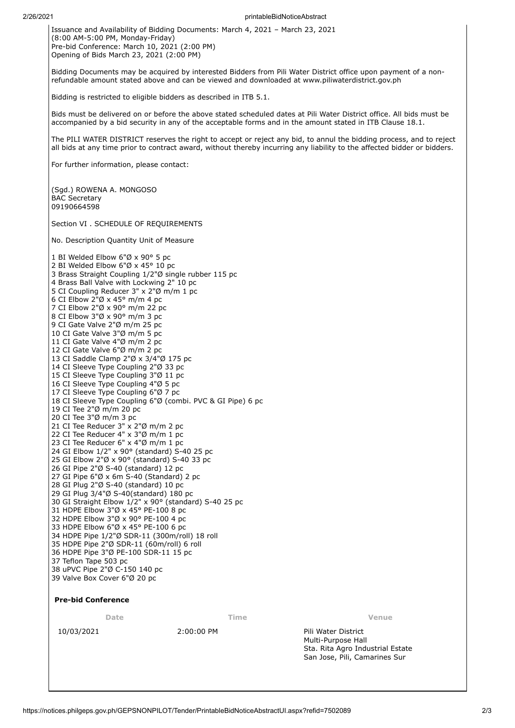Issuance and Availability of Bidding Documents: March 4, 2021 – March 23, 2021
(8:00 AM-5:00 PM, Monday-Friday)
Pre-bid Conference: March 10, 2021 (2:00 PM)
Opening of Bids March 23, 2021 (2:00 PM)

Bidding Documents may be acquired by interested Bidders from Pili Water District office upon payment of a non-refundable amount stated above and can be viewed and downloaded at www.piliwaterdistrict.gov.ph

Bidding is restricted to eligible bidders as described in ITB 5.1.

Bids must be delivered on or before the above stated scheduled dates at Pili Water District office. All bids must be accompanied by a bid security in any of the acceptable forms and in the amount stated in ITB Clause 18.1.

The PILI WATER DISTRICT reserves the right to accept or reject any bid, to annul the bidding process, and to reject all bids at any time prior to contract award, without thereby incurring any liability to the affected bidder or bidders.

For further information, please contact:

(Sgd.) ROWENA A. MONGOSO
BAC Secretary
09190664598

Section VI . SCHEDULE OF REQUIREMENTS

No. Description Quantity Unit of Measure

1 BI Welded Elbow 6"Ø x 90° 5 pc
2 BI Welded Elbow 6"Ø x 45° 10 pc
3 Brass Straight Coupling 1/2"Ø single rubber 115 pc
4 Brass Ball Valve with Lockwing 2" 10 pc
5 CI Coupling Reducer 3" x 2"Ø m/m 1 pc
6 CI Elbow 2"Ø x 45° m/m 4 pc
7 CI Elbow 2"Ø x 90° m/m 22 pc
8 CI Elbow 3"Ø x 90° m/m 3 pc
9 CI Gate Valve 2"Ø m/m 25 pc
10 CI Gate Valve 3"Ø m/m 5 pc
11 CI Gate Valve 4"Ø m/m 2 pc
12 CI Gate Valve 6"Ø m/m 2 pc
13 CI Saddle Clamp 2"Ø x 3/4"Ø 175 pc
14 CI Sleeve Type Coupling 2"Ø 33 pc
15 CI Sleeve Type Coupling 3"Ø 11 pc
16 CI Sleeve Type Coupling 4"Ø 5 pc
17 CI Sleeve Type Coupling 6"Ø 7 pc
18 CI Sleeve Type Coupling 6"Ø (combi. PVC & GI Pipe) 6 pc
19 CI Tee 2"Ø m/m 20 pc
20 CI Tee 3"Ø m/m 3 pc
21 CI Tee Reducer 3" x 2"Ø m/m 2 pc
22 CI Tee Reducer 4" x 3"Ø m/m 1 pc
23 CI Tee Reducer 6" x 4"Ø m/m 1 pc
24 GI Elbow 1/2" x 90° (standard) S-40 25 pc
25 GI Elbow 2"Ø x 90° (standard) S-40 33 pc
26 GI Pipe 2"Ø S-40 (standard) 12 pc
27 GI Pipe 6"Ø x 6m S-40 (Standard) 2 pc
28 GI Plug 2"Ø S-40 (standard) 10 pc
29 GI Plug 3/4"Ø S-40(standard) 180 pc
30 GI Straight Elbow 1/2" x 90° (standard) S-40 25 pc
31 HDPE Elbow 3"Ø x 45° PE-100 8 pc
32 HDPE Elbow 3"Ø x 90° PE-100 4 pc
33 HDPE Elbow 6"Ø x 45° PE-100 6 pc
34 HDPE Pipe 1/2"Ø SDR-11 (300m/roll) 18 roll
35 HDPE Pipe 2"Ø SDR-11 (60m/roll) 6 roll
36 HDPE Pipe 3"Ø PE-100 SDR-11 15 pc
37 Teflon Tape 503 pc
38 uPVC Pipe 2"Ø C-150 140 pc
39 Valve Box Cover 6"Ø 20 pc

**Pre-bid Conference**

| Date | Time | Venue |
|---|---|---|
| 10/03/2021 | 2:00:00 PM | Pili Water District<br>Multi-Purpose Hall<br>Sta. Rita Agro Industrial Estate<br>San Jose, Pili, Camarines Sur |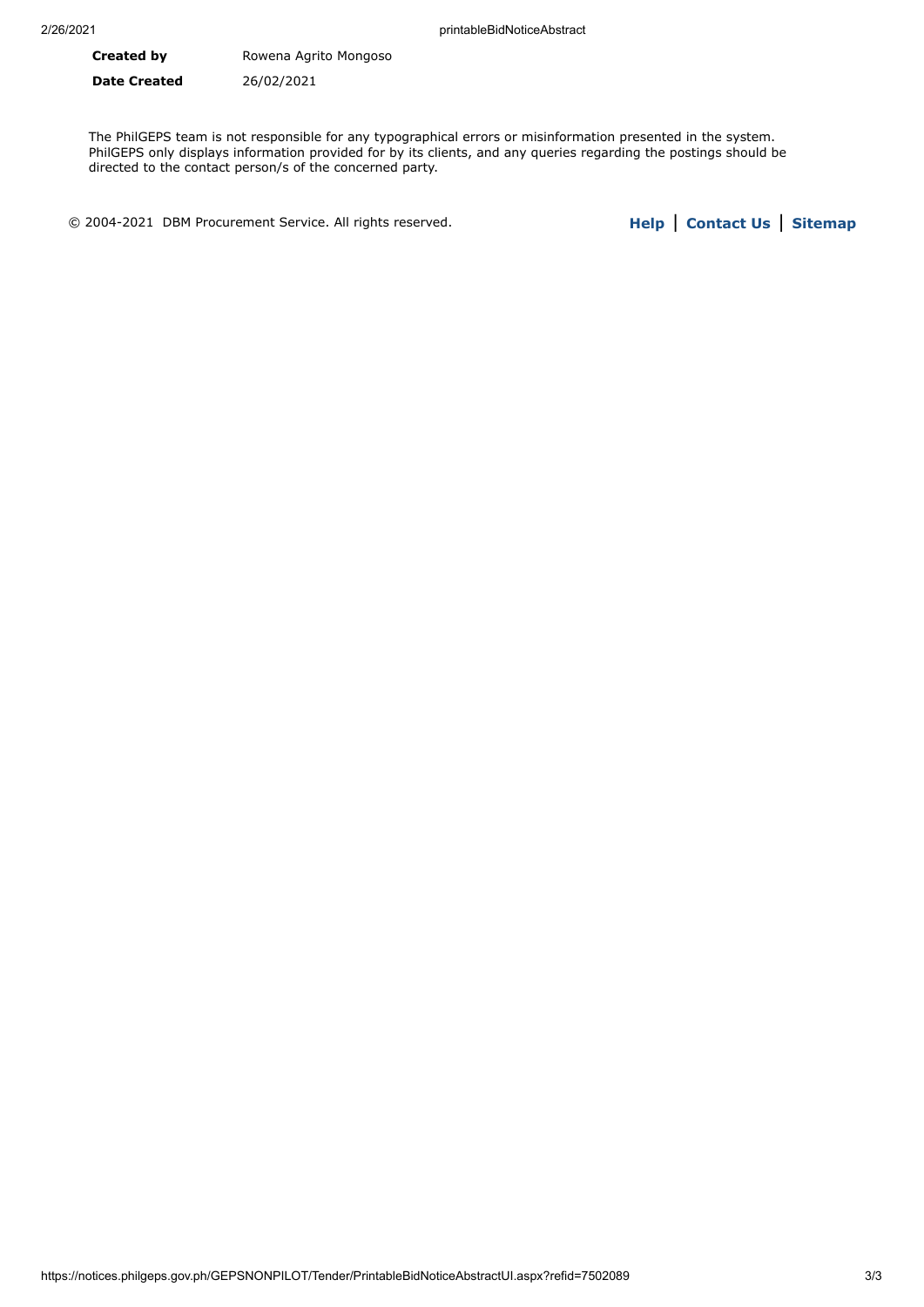| | |
|---|---|
| **Created by** | Rowena Agrito Mongoso |
| **Date Created** | 26/02/2021 |

The PhilGEPS team is not responsible for any typographical errors or misinformation presented in the system. PhilGEPS only displays information provided for by its clients, and any queries regarding the postings should be directed to the contact person/s of the concerned party.

© 2004-2021 DBM Procurement Service. All rights reserved.

**Help** | **Contact Us** | **Sitemap**